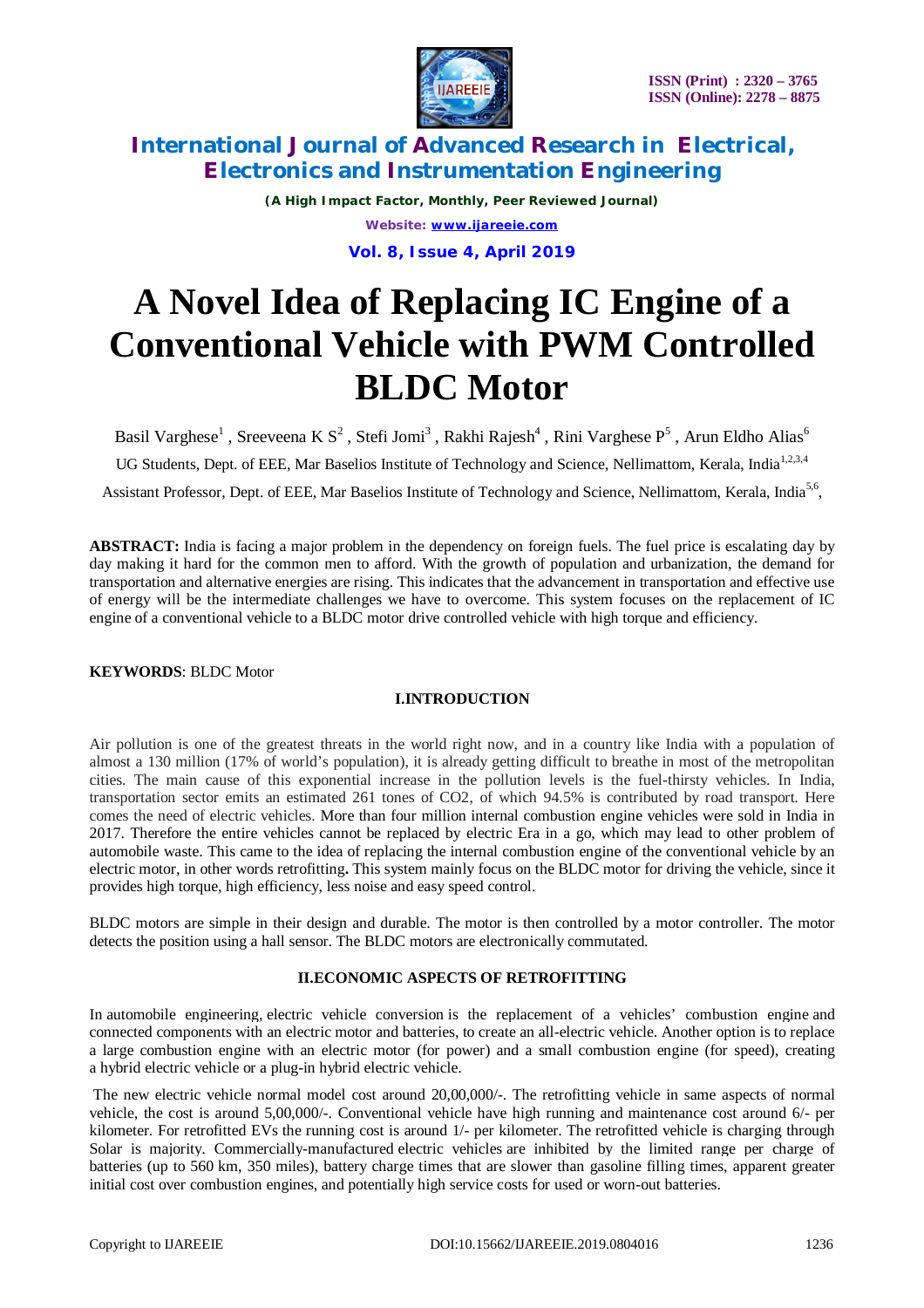# A Novel Idea of Replacing IC Engine of a Conventional Vehicle with PWM Controlled BLDC Motor

Basil Varghese[1] , Sreeveena K S[2] , Stefi Jomi[3] , Rakhi Rajesh[4] , Rini Varghese P[5] , Arun Eldho Alias[6]

UG Students, Dept. of EEE, Mar Baselios Institute of Technology and Science, Nellimattom, Kerala, India[1,2,3,4]

Assistant Professor, Dept. of EEE, Mar Baselios Institute of Technology and Science, Nellimattom, Kerala, India[5,6],

**ABSTRACT:** India is facing a major problem in the dependency on foreign fuels. The fuel price is escalating day by day making it hard for the common men to afford. With the growth of population and urbanization, the demand for transportation and alternative energies are rising. This indicates that the advancement in transportation and effective use of energy will be the intermediate challenges we have to overcome. This system focuses on the replacement of IC engine of a conventional vehicle to a BLDC motor drive controlled vehicle with high torque and efficiency.

**KEYWORDS**: BLDC Motor

## I.INTRODUCTION

Air pollution is one of the greatest threats in the world right now, and in a country like India with a population of almost a 130 million (17% of world's population), it is already getting difficult to breathe in most of the metropolitan cities. The main cause of this exponential increase in the pollution levels is the fuel-thirsty vehicles. In India, transportation sector emits an estimated 261 tones of $CO_2$, of which 94.5% is contributed by road transport. Here comes the need of electric vehicles. More than four million internal combustion engine vehicles were sold in India in 2017. Therefore the entire vehicles cannot be replaced by electric Era in a go, which may lead to other problem of automobile waste. This came to the idea of replacing the internal combustion engine of the conventional vehicle by an electric motor, in other words retrofitting**.** This system mainly focus on the BLDC motor for driving the vehicle, since it provides high torque, high efficiency, less noise and easy speed control.

BLDC motors are simple in their design and durable. The motor is then controlled by a motor controller. The motor detects the position using a hall sensor. The BLDC motors are electronically commutated.

## II.ECONOMIC ASPECTS OF RETROFITTING

In automobile engineering, electric vehicle conversion is the replacement of a vehicles' combustion engine and connected components with an electric motor and batteries, to create an all-electric vehicle. Another option is to replace a large combustion engine with an electric motor (for power) and a small combustion engine (for speed), creating a hybrid electric vehicle or a plug-in hybrid electric vehicle.

The new electric vehicle normal model cost around 20,00,000/-. The retrofitting vehicle in same aspects of normal vehicle, the cost is around 5,00,000/-. Conventional vehicle have high running and maintenance cost around 6/- per kilometer. For retrofitted EVs the running cost is around 1/- per kilometer. The retrofitted vehicle is charging through Solar is majority. Commercially-manufactured electric vehicles are inhibited by the limited range per charge of batteries (up to 560 km, 350 miles), battery charge times that are slower than gasoline filling times, apparent greater initial cost over combustion engines, and potentially high service costs for used or worn-out batteries.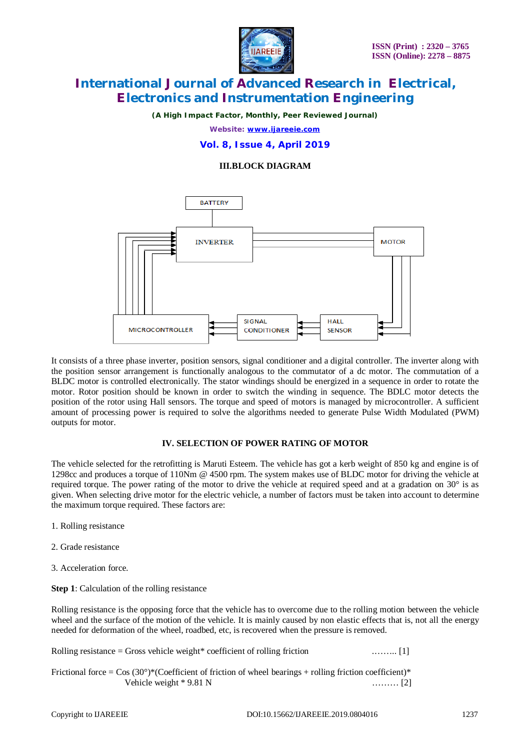## III.BLOCK DIAGRAM

It consists of a three phase inverter, position sensors, signal conditioner and a digital controller. The inverter along with the position sensor arrangement is functionally analogous to the commutator of a dc motor. The commutation of a BLDC motor is controlled electronically. The stator windings should be energized in a sequence in order to rotate the motor. Rotor position should be known in order to switch the winding in sequence. The BDLC motor detects the position of the rotor using Hall sensors. The torque and speed of motors is managed by microcontroller. A sufficient amount of processing power is required to solve the algorithms needed to generate Pulse Width Modulated (PWM) outputs for motor.

## IV. SELECTION OF POWER RATING OF MOTOR

The vehicle selected for the retrofitting is Maruti Esteem. The vehicle has got a kerb weight of 850 kg and engine is of 1298cc and produces a torque of 110Nm @ 4500 rpm. The system makes use of BLDC motor for driving the vehicle at required torque. The power rating of the motor to drive the vehicle at required speed and at a gradation on 30° is as given. When selecting drive motor for the electric vehicle, a number of factors must be taken into account to determine the maximum torque required. These factors are:

1. Rolling resistance

2. Grade resistance

3. Acceleration force.

**Step 1**: Calculation of the rolling resistance

Rolling resistance is the opposing force that the vehicle has to overcome due to the rolling motion between the vehicle wheel and the surface of the motion of the vehicle. It is mainly caused by non elastic effects that is, not all the energy needed for deformation of the wheel, roadbed, etc, is recovered when the pressure is removed.

Rolling resistance = Gross vehicle weight* coefficient of rolling friction ……... [1]

Frictional force = Cos (30°)*(Coefficient of friction of wheel bearings + rolling friction coefficient)* Vehicle weight * 9.81 N ……… [2]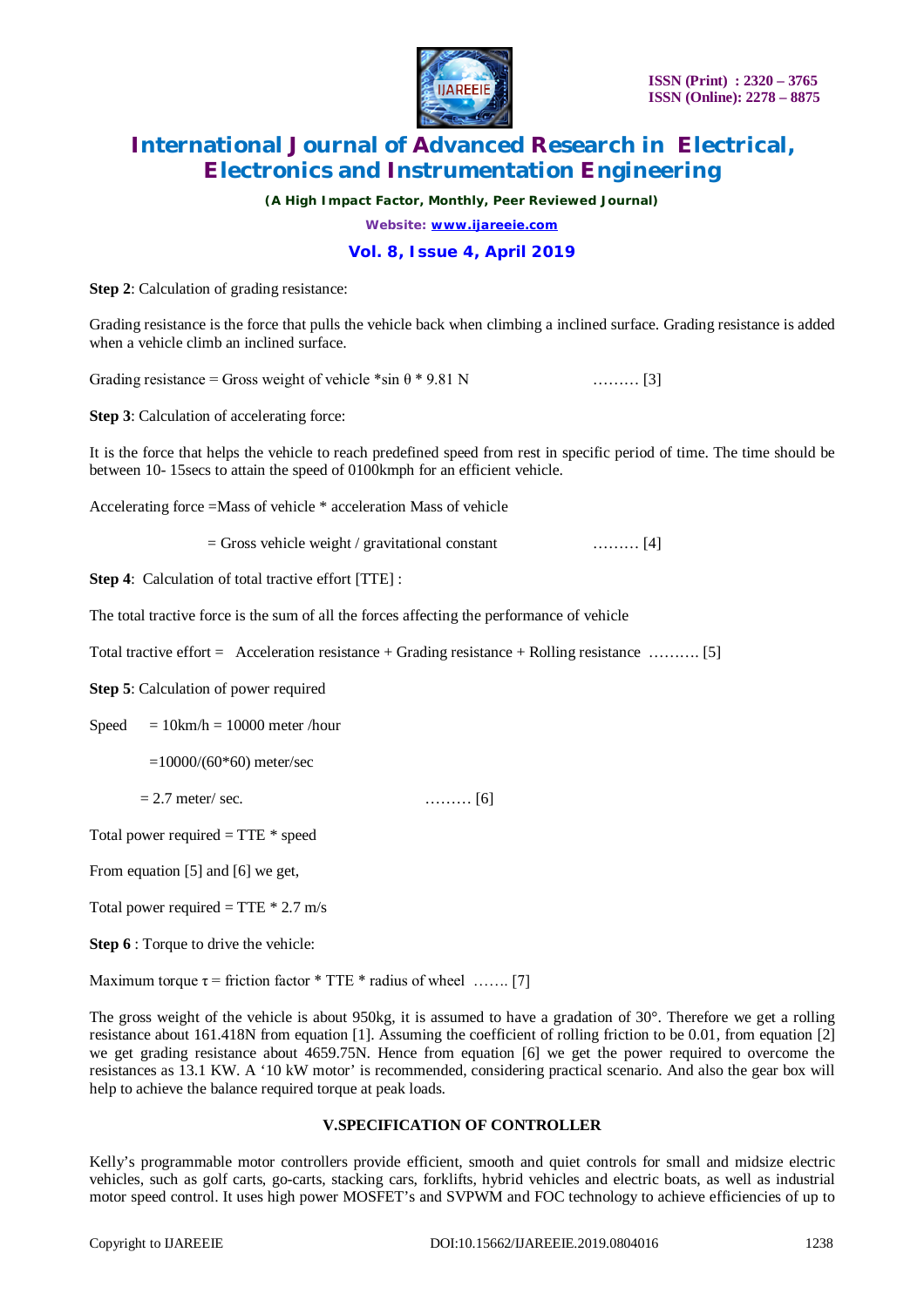**Step 2**: Calculation of grading resistance:

Grading resistance is the force that pulls the vehicle back when climbing a inclined surface. Grading resistance is added when a vehicle climb an inclined surface.

Grading resistance = Gross weight of vehicle *sin $\theta$ * 9.81 N ……… [3]

**Step 3**: Calculation of accelerating force:

It is the force that helps the vehicle to reach predefined speed from rest in specific period of time. The time should be between 10- 15secs to attain the speed of 0100kmph for an efficient vehicle.

Accelerating force =Mass of vehicle * acceleration Mass of vehicle

= Gross vehicle weight / gravitational constant ……… [4]

**Step 4**: Calculation of total tractive effort [TTE] :

The total tractive force is the sum of all the forces affecting the performance of vehicle

Total tractive effort = Acceleration resistance + Grading resistance + Rolling resistance ………. [5]

**Step 5**: Calculation of power required

Speed = 10km/h = 10000 meter /hour

=10000/(60*60) meter/sec

= 2.7 meter/ sec. ……… [6]

Total power required = TTE * speed

From equation [5] and [6] we get,

Total power required = TTE * 2.7 m/s

**Step 6** : Torque to drive the vehicle:

Maximum torque $\tau$ = friction factor * TTE * radius of wheel ……. [7]

The gross weight of the vehicle is about 950kg, it is assumed to have a gradation of 30°. Therefore we get a rolling resistance about 161.418N from equation [1]. Assuming the coefficient of rolling friction to be 0.01, from equation [2] we get grading resistance about 4659.75N. Hence from equation [6] we get the power required to overcome the resistances as 13.1 KW. A '10 kW motor' is recommended, considering practical scenario. And also the gear box will help to achieve the balance required torque at peak loads.

## V.SPECIFICATION OF CONTROLLER

Kelly's programmable motor controllers provide efficient, smooth and quiet controls for small and midsize electric vehicles, such as golf carts, go-carts, stacking cars, forklifts, hybrid vehicles and electric boats, as well as industrial motor speed control. It uses high power MOSFET's and SVPWM and FOC technology to achieve efficiencies of up to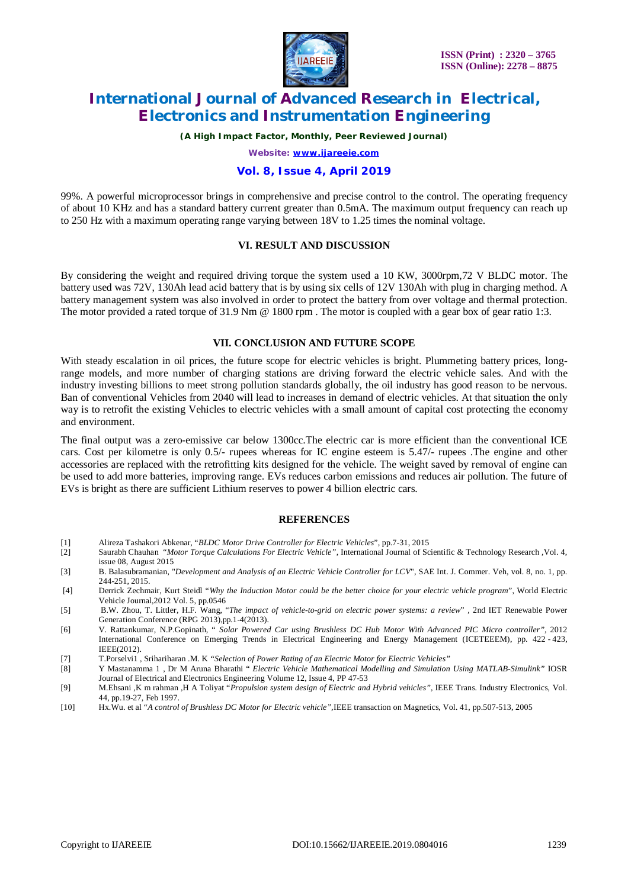99%. A powerful microprocessor brings in comprehensive and precise control to the control. The operating frequency of about 10 KHz and has a standard battery current greater than 0.5mA. The maximum output frequency can reach up to 250 Hz with a maximum operating range varying between 18V to 1.25 times the nominal voltage.

## VI. RESULT AND DISCUSSION

By considering the weight and required driving torque the system used a 10 KW, 3000rpm,72 V BLDC motor. The battery used was 72V, 130Ah lead acid battery that is by using six cells of 12V 130Ah with plug in charging method. A battery management system was also involved in order to protect the battery from over voltage and thermal protection. The motor provided a rated torque of 31.9 Nm @ 1800 rpm . The motor is coupled with a gear box of gear ratio 1:3.

## VII. CONCLUSION AND FUTURE SCOPE

With steady escalation in oil prices, the future scope for electric vehicles is bright. Plummeting battery prices, long-range models, and more number of charging stations are driving forward the electric vehicle sales. And with the industry investing billions to meet strong pollution standards globally, the oil industry has good reason to be nervous. Ban of conventional Vehicles from 2040 will lead to increases in demand of electric vehicles. At that situation the only way is to retrofit the existing Vehicles to electric vehicles with a small amount of capital cost protecting the economy and environment.

The final output was a zero-emissive car below 1300cc.The electric car is more efficient than the conventional ICE cars. Cost per kilometre is only 0.5/- rupees whereas for IC engine esteem is 5.47/- rupees .The engine and other accessories are replaced with the retrofitting kits designed for the vehicle. The weight saved by removal of engine can be used to add more batteries, improving range. EVs reduces carbon emissions and reduces air pollution. The future of EVs is bright as there are sufficient Lithium reserves to power 4 billion electric cars.

## REFERENCES

[1] Alireza Tashakori Abkenar, "*BLDC Motor Drive Controller for Electric Vehicles*", pp.7-31, 2015

[2] Saurabh Chauhan *"Motor Torque Calculations For Electric Vehicle"*, International Journal of Scientific & Technology Research ,Vol. 4, issue 08, August 2015

[3] B. Balasubramanian, "*Development and Analysis of an Electric Vehicle Controller for LCV*", SAE Int. J. Commer. Veh, vol. 8, no. 1, pp. 244-251, 2015.

[4] Derrick Zechmair, Kurt Steidl "*Why the Induction Motor could be the better choice for your electric vehicle program*", World Electric Vehicle Journal,2012 Vol. 5, pp.0546

[5] B.W. Zhou, T. Littler, H.F. Wang, "*The impact of vehicle-to-grid on electric power systems: a review*" , 2nd IET Renewable Power Generation Conference (RPG 2013),pp.1-4(2013).

[6] V. Rattankumar, N.P.Gopinath, " *Solar Powered Car using Brushless DC Hub Motor With Advanced PIC Micro controller"*, 2012 International Conference on Emerging Trends in Electrical Engineering and Energy Management (ICETEEEM), pp. 422 - 423, IEEE(2012).

[7] T.Porselvi1 , Srihariharan .M. K *"Selection of Power Rating of an Electric Motor for Electric Vehicles"*

[8] Y Mastanamma 1 , Dr M Aruna Bharathi " *Electric Vehicle Mathematical Modelling and Simulation Using MATLAB-Simulink"* IOSR Journal of Electrical and Electronics Engineering Volume 12, Issue 4, PP 47-53

[9] M.Ehsani ,K m rahman ,H A Toliyat "*Propulsion system design of Electric and Hybrid vehicles"*, IEEE Trans. Industry Electronics, Vol. 44, pp.19-27, Feb 1997.

[10] Hx.Wu. et al "*A control of Brushless DC Motor for Electric vehicle"*,IEEE transaction on Magnetics, Vol. 41, pp.507-513, 2005